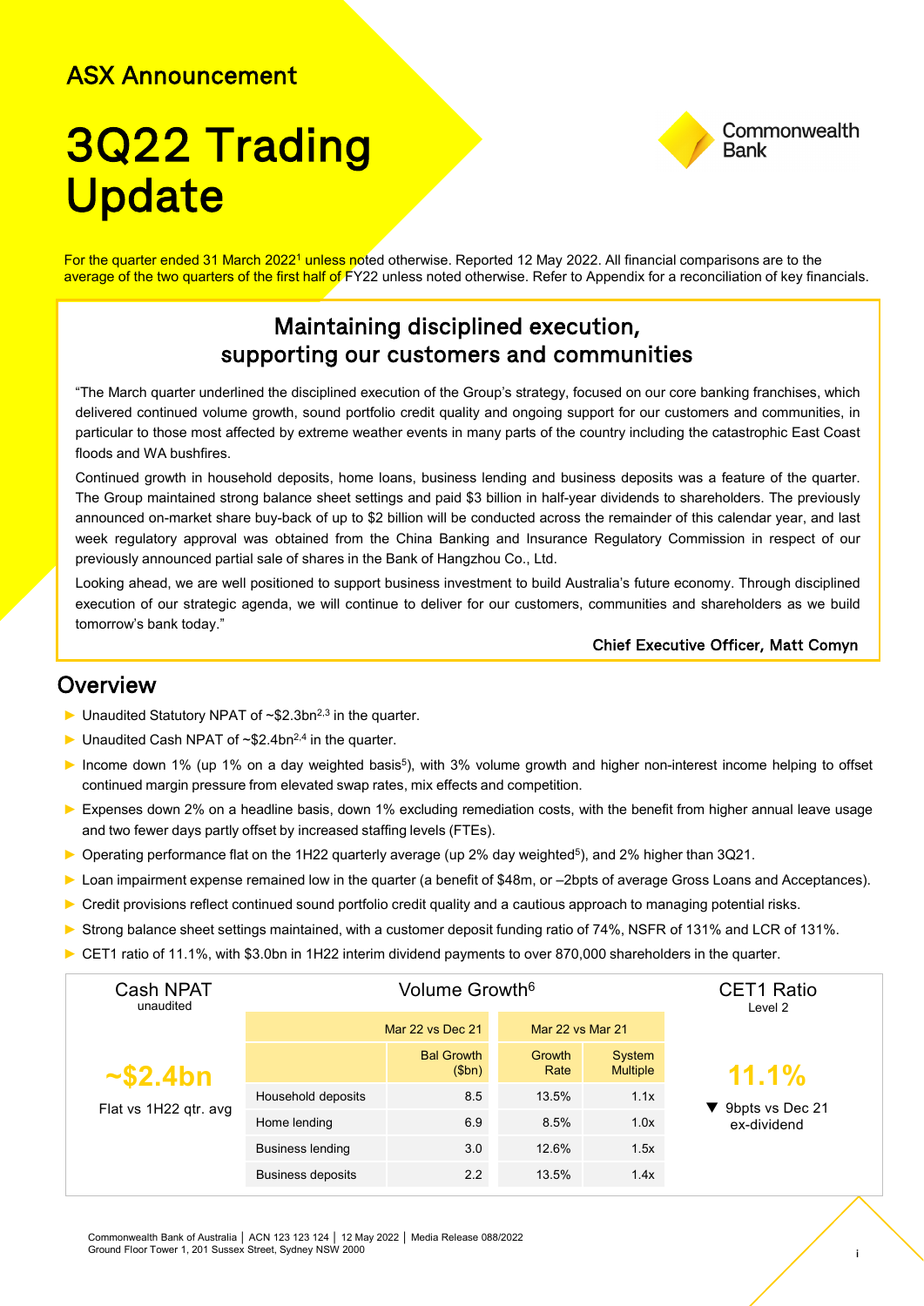ASX Announcement

# 3Q22 Trading Update

For the quarter ended 31 March 2022[1] unless noted otherwise. Reported 12 May 2022. All financial comparisons are to the average of the two quarters of the first half of FY22 unless noted otherwise. Refer to Appendix for a reconciliation of key financials.

## Maintaining disciplined execution, supporting our customers and communities

"The March quarter underlined the disciplined execution of the Group's strategy, focused on our core banking franchises, which delivered continued volume growth, sound portfolio credit quality and ongoing support for our customers and communities, in particular to those most affected by extreme weather events in many parts of the country including the catastrophic East Coast floods and WA bushfires.

Continued growth in household deposits, home loans, business lending and business deposits was a feature of the quarter. The Group maintained strong balance sheet settings and paid $3 billion in half-year dividends to shareholders. The previously announced on-market share buy-back of up to $2 billion will be conducted across the remainder of this calendar year, and last week regulatory approval was obtained from the China Banking and Insurance Regulatory Commission in respect of our previously announced partial sale of shares in the Bank of Hangzhou Co., Ltd.

Looking ahead, we are well positioned to support business investment to build Australia's future economy. Through disciplined execution of our strategic agenda, we will continue to deliver for our customers, communities and shareholders as we build tomorrow's bank today."

**Chief Executive Officer, Matt Comyn**

## Overview

- Unaudited Statutory NPAT of ~$2.3bn[2,3] in the quarter.
- Unaudited Cash NPAT of ~$2.4bn[2,4] in the quarter.
- Income down 1% (up 1% on a day weighted basis[5]), with 3% volume growth and higher non-interest income helping to offset continued margin pressure from elevated swap rates, mix effects and competition.
- Expenses down 2% on a headline basis, down 1% excluding remediation costs, with the benefit from higher annual leave usage and two fewer days partly offset by increased staffing levels (FTEs).
- Operating performance flat on the 1H22 quarterly average (up 2% day weighted[5]), and 2% higher than 3Q21.
- Loan impairment expense remained low in the quarter (a benefit of $48m, or –2bpts of average Gross Loans and Acceptances).
- Credit provisions reflect continued sound portfolio credit quality and a cautious approach to managing potential risks.
- Strong balance sheet settings maintained, with a customer deposit funding ratio of 74%, NSFR of 131% and LCR of 131%.
- CET1 ratio of 11.1%, with $3.0bn in 1H22 interim dividend payments to over 870,000 shareholders in the quarter.

**Cash NPAT** (unaudited): **~$2.4bn** — Flat vs 1H22 qtr. avg

**Volume Growth[6]**

| | Mar 22 vs Dec 21 | Mar 22 vs Mar 21 | |
|---|---|---|---|
| | Bal Growth ($bn) | Growth Rate | System Multiple |
| Household deposits | 8.5 | 13.5% | 1.1x |
| Home lending | 6.9 | 8.5% | 1.0x |
| Business lending | 3.0 | 12.6% | 1.5x |
| Business deposits | 2.2 | 13.5% | 1.4x |

**CET1 Ratio** (Level 2): **11.1%** — ▼ 9bpts vs Dec 21 ex-dividend

Commonwealth Bank of Australia | ACN 123 123 124 | 12 May 2022 | Media Release 088/2022
Ground Floor Tower 1, 201 Sussex Street, Sydney NSW 2000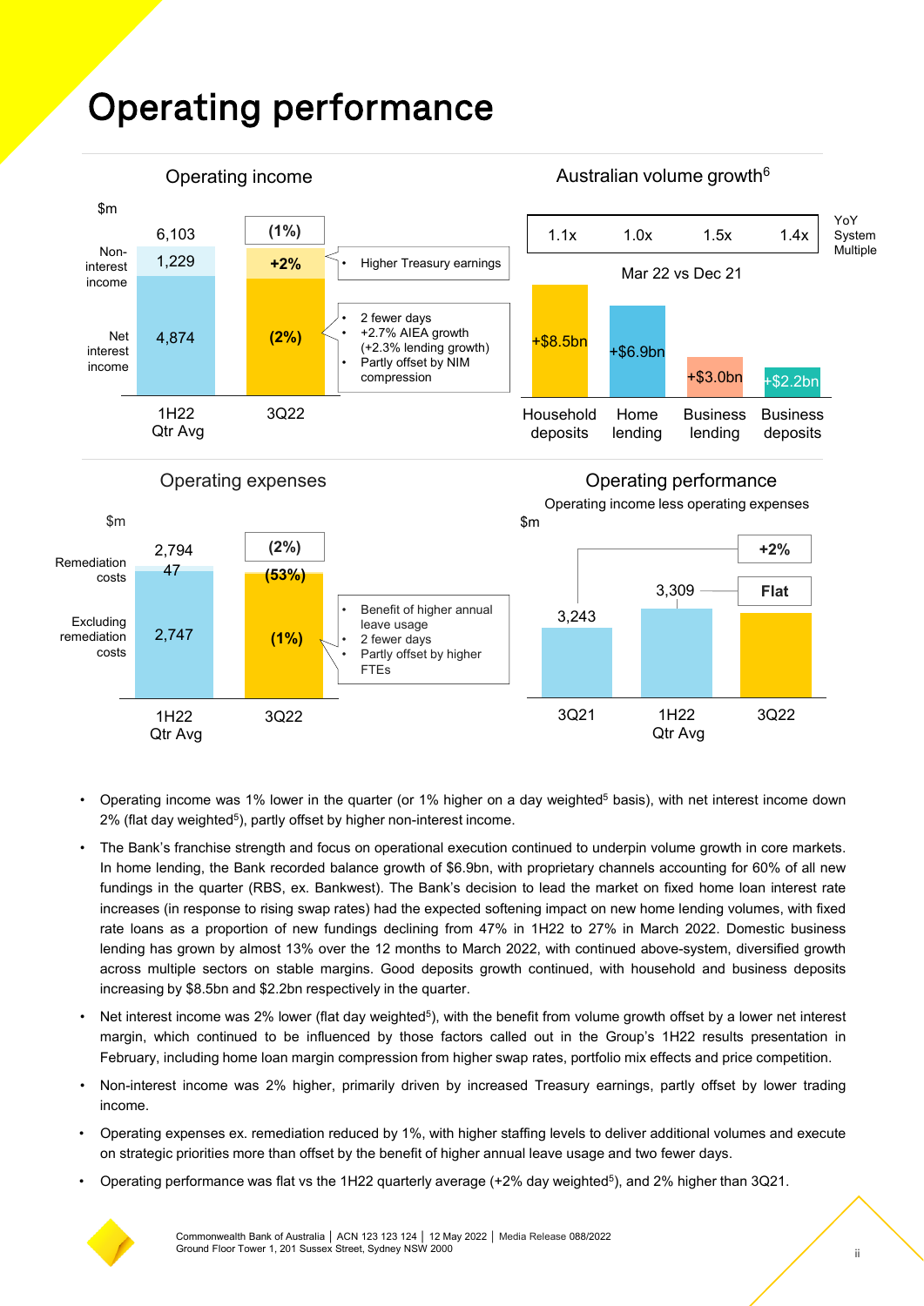# Operating performance

## Operating income

$m

| | 1H22 Qtr Avg | 3Q22 |
|---|---|---|
| Total | 6,103 | (1%) |
| Non-interest income | 1,229 | +2% |
| Net interest income | 4,874 | (2%) |

- Higher Treasury earnings

- 2 fewer days
- +2.7% AIEA growth (+2.3% lending growth)
- Partly offset by NIM compression

## Australian volume growth[6]

Mar 22 vs Dec 21

| | Household deposits | Home lending | Business lending | Business deposits |
|---|---|---|---|---|
| Growth | +$8.5bn | +$6.9bn | +$3.0bn | +$2.2bn |
| YoY System Multiple | 1.1x | 1.0x | 1.5x | 1.4x |

## Operating expenses

$m

| | 1H22 Qtr Avg | 3Q22 |
|---|---|---|
| Total | 2,794 | (2%) |
| Remediation costs | 47 | (53%) |
| Excluding remediation costs | 2,747 | (1%) |

- Benefit of higher annual leave usage
- 2 fewer days
- Partly offset by higher FTEs

## Operating performance

Operating income less operating expenses

$m

| | 3Q21 | 1H22 Qtr Avg | 3Q22 |
|---|---|---|---|
| Operating performance | 3,243 | 3,309 | |
| 3Q22 vs period | +2% | Flat | |

- Operating income was 1% lower in the quarter (or 1% higher on a day weighted[5] basis), with net interest income down 2% (flat day weighted[5]), partly offset by higher non-interest income.
- The Bank's franchise strength and focus on operational execution continued to underpin volume growth in core markets. In home lending, the Bank recorded balance growth of $6.9bn, with proprietary channels accounting for 60% of all new fundings in the quarter (RBS, ex. Bankwest). The Bank's decision to lead the market on fixed home loan interest rate increases (in response to rising swap rates) had the expected softening impact on new home lending volumes, with fixed rate loans as a proportion of new fundings declining from 47% in 1H22 to 27% in March 2022. Domestic business lending has grown by almost 13% over the 12 months to March 2022, with continued above-system, diversified growth across multiple sectors on stable margins. Good deposits growth continued, with household and business deposits increasing by $8.5bn and $2.2bn respectively in the quarter.
- Net interest income was 2% lower (flat day weighted[5]), with the benefit from volume growth offset by a lower net interest margin, which continued to be influenced by those factors called out in the Group's 1H22 results presentation in February, including home loan margin compression from higher swap rates, portfolio mix effects and price competition.
- Non-interest income was 2% higher, primarily driven by increased Treasury earnings, partly offset by lower trading income.
- Operating expenses ex. remediation reduced by 1%, with higher staffing levels to deliver additional volumes and execute on strategic priorities more than offset by the benefit of higher annual leave usage and two fewer days.
- Operating performance was flat vs the 1H22 quarterly average (+2% day weighted[5]), and 2% higher than 3Q21.

Commonwealth Bank of Australia | ACN 123 123 124 | 12 May 2022 | Media Release 088/2022
Ground Floor Tower 1, 201 Sussex Street, Sydney NSW 2000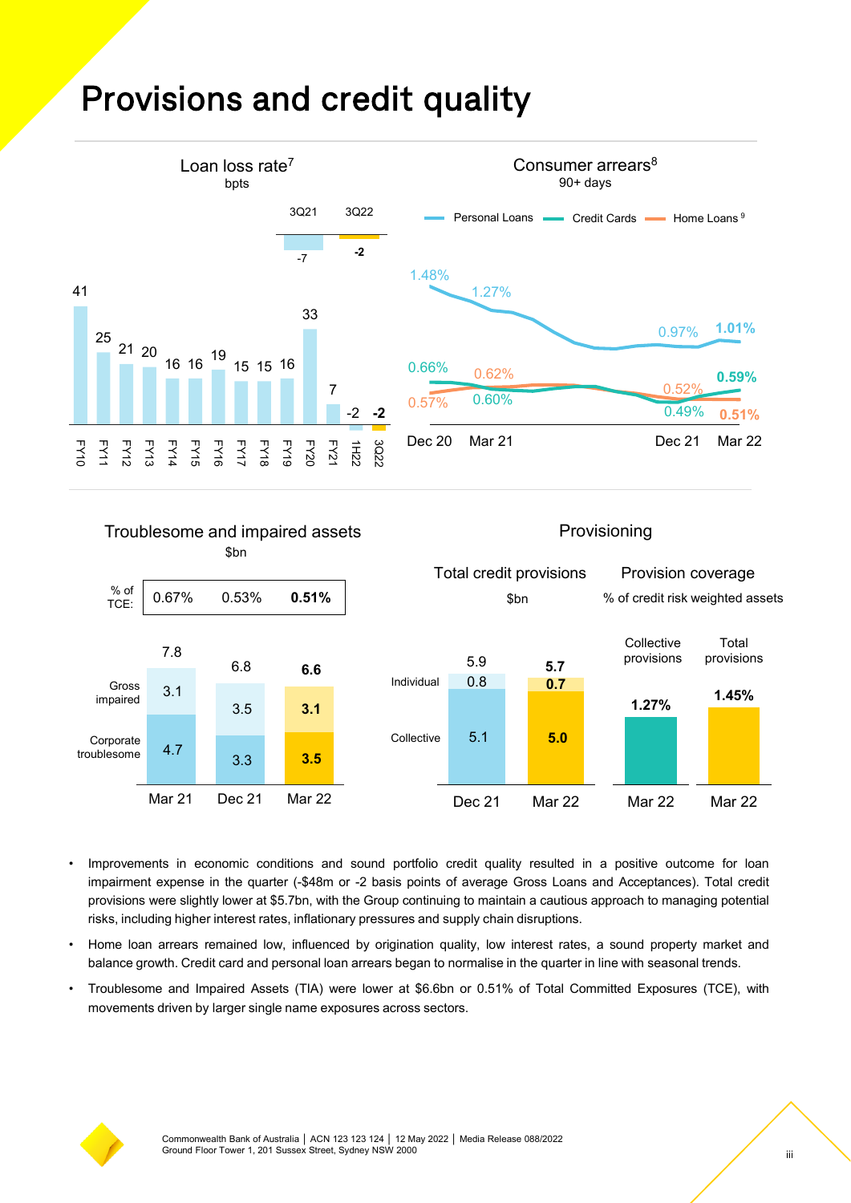# Provisions and credit quality

## Loan loss rate[7]

bpts

| FY10 | FY11 | FY12 | FY13 | FY14 | FY15 | FY16 | FY17 | FY18 | FY19 | FY20 | FY21 | 1H22 | 3Q22 |
|---|---|---|---|---|---|---|---|---|---|---|---|---|---|
| 41 | 25 | 21 | 20 | 16 | 16 | 19 | 15 | 15 | 16 | 33 | 7 | -2 | -2 |

| 3Q21 | 3Q22 |
|---|---|
| -7 | -2 |

## Consumer arrears[8]

90+ days

| | Dec 20 | Mar 21 | Dec 21 | Mar 22 |
|---|---|---|---|---|
| Personal Loans | 1.48% | 1.27% | 0.97% | 1.01% |
| Credit Cards | 0.66% | 0.60% | 0.49% | 0.59% |
| Home Loans[9] | 0.57% | 0.62% | 0.52% | 0.51% |

## Troublesome and impaired assets

$bn

| | Mar 21 | Dec 21 | Mar 22 |
|---|---|---|---|
| % of TCE: | 0.67% | 0.53% | 0.51% |
| Gross impaired | 3.1 | 3.5 | 3.1 |
| Corporate troublesome | 4.7 | 3.3 | 3.5 |
| Total | 7.8 | 6.8 | 6.6 |

## Provisioning

### Total credit provisions

$bn

| | Dec 21 | Mar 22 |
|---|---|---|
| Individual | 0.8 | 0.7 |
| Collective | 5.1 | 5.0 |
| Total | 5.9 | 5.7 |

### Provision coverage

% of credit risk weighted assets

| | Collective provisions | Total provisions |
|---|---|---|
| Mar 22 | 1.27% | 1.45% |

- Improvements in economic conditions and sound portfolio credit quality resulted in a positive outcome for loan impairment expense in the quarter (-$48m or -2 basis points of average Gross Loans and Acceptances). Total credit provisions were slightly lower at $5.7bn, with the Group continuing to maintain a cautious approach to managing potential risks, including higher interest rates, inflationary pressures and supply chain disruptions.
- Home loan arrears remained low, influenced by origination quality, low interest rates, a sound property market and balance growth. Credit card and personal loan arrears began to normalise in the quarter in line with seasonal trends.
- Troublesome and Impaired Assets (TIA) were lower at $6.6bn or 0.51% of Total Committed Exposures (TCE), with movements driven by larger single name exposures across sectors.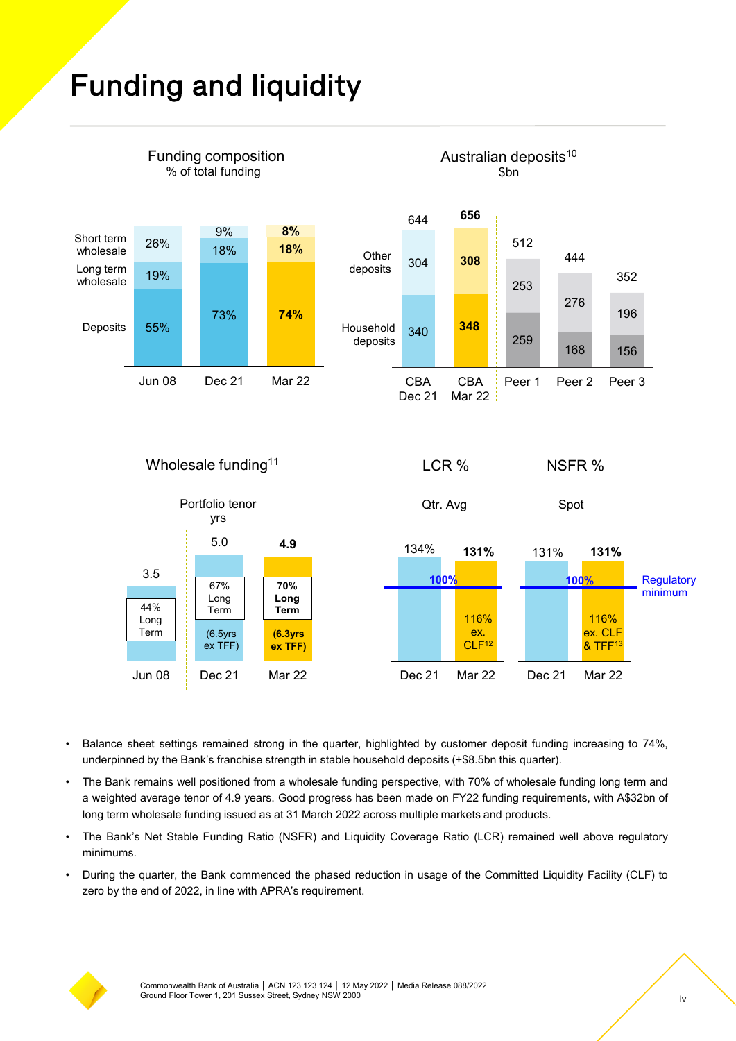# Funding and liquidity

### Funding composition
% of total funding

| | Jun 08 | Dec 21 | Mar 22 |
|---|---|---|---|
| Short term wholesale | 26% | 9% | **8%** |
| Long term wholesale | 19% | 18% | **18%** |
| Deposits | 55% | 73% | **74%** |

### Australian deposits[10]
$bn

| | CBA Dec 21 | CBA Mar 22 | Peer 1 | Peer 2 | Peer 3 |
|---|---|---|---|---|---|
| Total | 644 | **656** | 512 | 444 | 352 |
| Other deposits | 304 | **308** | 253 | 276 | 196 |
| Household deposits | 340 | **348** | 259 | 168 | 156 |

### Wholesale funding[11]

Portfolio tenor
yrs

| | Jun 08 | Dec 21 | Mar 22 |
|---|---|---|---|
| Portfolio tenor (yrs) | 3.5 | 5.0 (6.5yrs ex TFF) | **4.9 (6.3yrs ex TFF)** |
| Long Term | 44% | 67% | **70%** |

### LCR % / NSFR %

| | LCR % Qtr. Avg Dec 21 | LCR % Qtr. Avg Mar 22 | NSFR % Spot Dec 21 | NSFR % Spot Mar 22 |
|---|---|---|---|---|
| Ratio | 134% | **131%** | 131% | **131%** |
| Excluding facilities | | 116% ex. CLF[12] | | 116% ex. CLF & TFF[13] |
| Regulatory minimum | 100% | 100% | 100% | 100% |

- Balance sheet settings remained strong in the quarter, highlighted by customer deposit funding increasing to 74%, underpinned by the Bank's franchise strength in stable household deposits (+$8.5bn this quarter).
- The Bank remains well positioned from a wholesale funding perspective, with 70% of wholesale funding long term and a weighted average tenor of 4.9 years. Good progress has been made on FY22 funding requirements, with A$32bn of long term wholesale funding issued as at 31 March 2022 across multiple markets and products.
- The Bank's Net Stable Funding Ratio (NSFR) and Liquidity Coverage Ratio (LCR) remained well above regulatory minimums.
- During the quarter, the Bank commenced the phased reduction in usage of the Committed Liquidity Facility (CLF) to zero by the end of 2022, in line with APRA's requirement.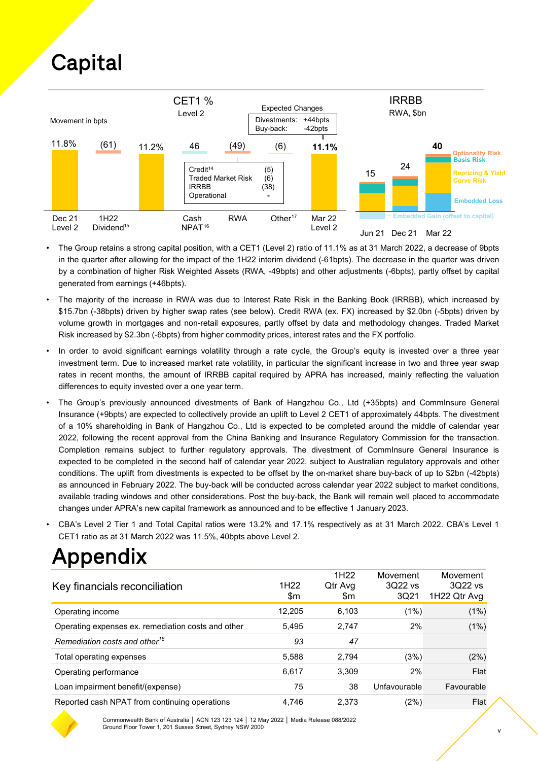# Capital

CET1 %

Level 2

Movement in bpts

| Dec 21 Level 2 | 1H22 Dividend[15] | | Cash NPAT[16] | RWA | Other[17] | Mar 22 Level 2 |
|---|---|---|---|---|---|---|
| 11.8% | (61) | 11.2% | 46 | (49) | (6) | 11.1% |

RWA breakdown: Credit[14] (5); Traded Market Risk (6); IRRBB (38); Operational -

Expected Changes: Divestments: +44bpts; Buy-back: -42bpts

IRRBB

RWA, $bn

| Jun 21 | Dec 21 | Mar 22 |
|---|---|---|
| 15 | 24 | 40 |

Optionality Risk; Basis Risk; Repricing & Yield Curve Risk; Embedded Loss; Embedded Gain (offset to capital)

- The Group retains a strong capital position, with a CET1 (Level 2) ratio of 11.1% as at 31 March 2022, a decrease of 9bpts in the quarter after allowing for the impact of the 1H22 interim dividend (-61bpts). The decrease in the quarter was driven by a combination of higher Risk Weighted Assets (RWA, -49bpts) and other adjustments (-6bpts), partly offset by capital generated from earnings (+46bpts).
- The majority of the increase in RWA was due to Interest Rate Risk in the Banking Book (IRRBB), which increased by $15.7bn (-38bpts) driven by higher swap rates (see below). Credit RWA (ex. FX) increased by $2.0bn (-5bpts) driven by volume growth in mortgages and non-retail exposures, partly offset by data and methodology changes. Traded Market Risk increased by $2.3bn (-6bpts) from higher commodity prices, interest rates and the FX portfolio.
- In order to avoid significant earnings volatility through a rate cycle, the Group's equity is invested over a three year investment term. Due to increased market rate volatility, in particular the significant increase in two and three year swap rates in recent months, the amount of IRRBB capital required by APRA has increased, mainly reflecting the valuation differences to equity invested over a one year term.
- The Group's previously announced divestments of Bank of Hangzhou Co., Ltd (+35bpts) and CommInsure General Insurance (+9bpts) are expected to collectively provide an uplift to Level 2 CET1 of approximately 44bpts. The divestment of a 10% shareholding in Bank of Hangzhou Co., Ltd is expected to be completed around the middle of calendar year 2022, following the recent approval from the China Banking and Insurance Regulatory Commission for the transaction. Completion remains subject to further regulatory approvals. The divestment of CommInsure General Insurance is expected to be completed in the second half of calendar year 2022, subject to Australian regulatory approvals and other conditions. The uplift from divestments is expected to be offset by the on-market share buy-back of up to $2bn (-42bpts) as announced in February 2022. The buy-back will be conducted across calendar year 2022 subject to market conditions, available trading windows and other considerations. Post the buy-back, the Bank will remain well placed to accommodate changes under APRA's new capital framework as announced and to be effective 1 January 2023.
- CBA's Level 2 Tier 1 and Total Capital ratios were 13.2% and 17.1% respectively as at 31 March 2022. CBA's Level 1 CET1 ratio as at 31 March 2022 was 11.5%, 40bpts above Level 2.

# Appendix

| Key financials reconciliation | 1H22 $m | 1H22 Qtr Avg $m | Movement 3Q22 vs 3Q21 | Movement 3Q22 vs 1H22 Qtr Avg |
|---|---|---|---|---|
| Operating income | 12,205 | 6,103 | (1%) | (1%) |
| Operating expenses ex. remediation costs and other | 5,495 | 2,747 | 2% | (1%) |
| *Remediation costs and other[18]* | *93* | *47* | | |
| Total operating expenses | 5,588 | 2,794 | (3%) | (2%) |
| Operating performance | 6,617 | 3,309 | 2% | Flat |
| Loan impairment benefit/(expense) | 75 | 38 | Unfavourable | Favourable |
| Reported cash NPAT from continuing operations | 4,746 | 2,373 | (2%) | Flat |

Commonwealth Bank of Australia | ACN 123 123 124 | 12 May 2022 | Media Release 088/2022
Ground Floor Tower 1, 201 Sussex Street, Sydney NSW 2000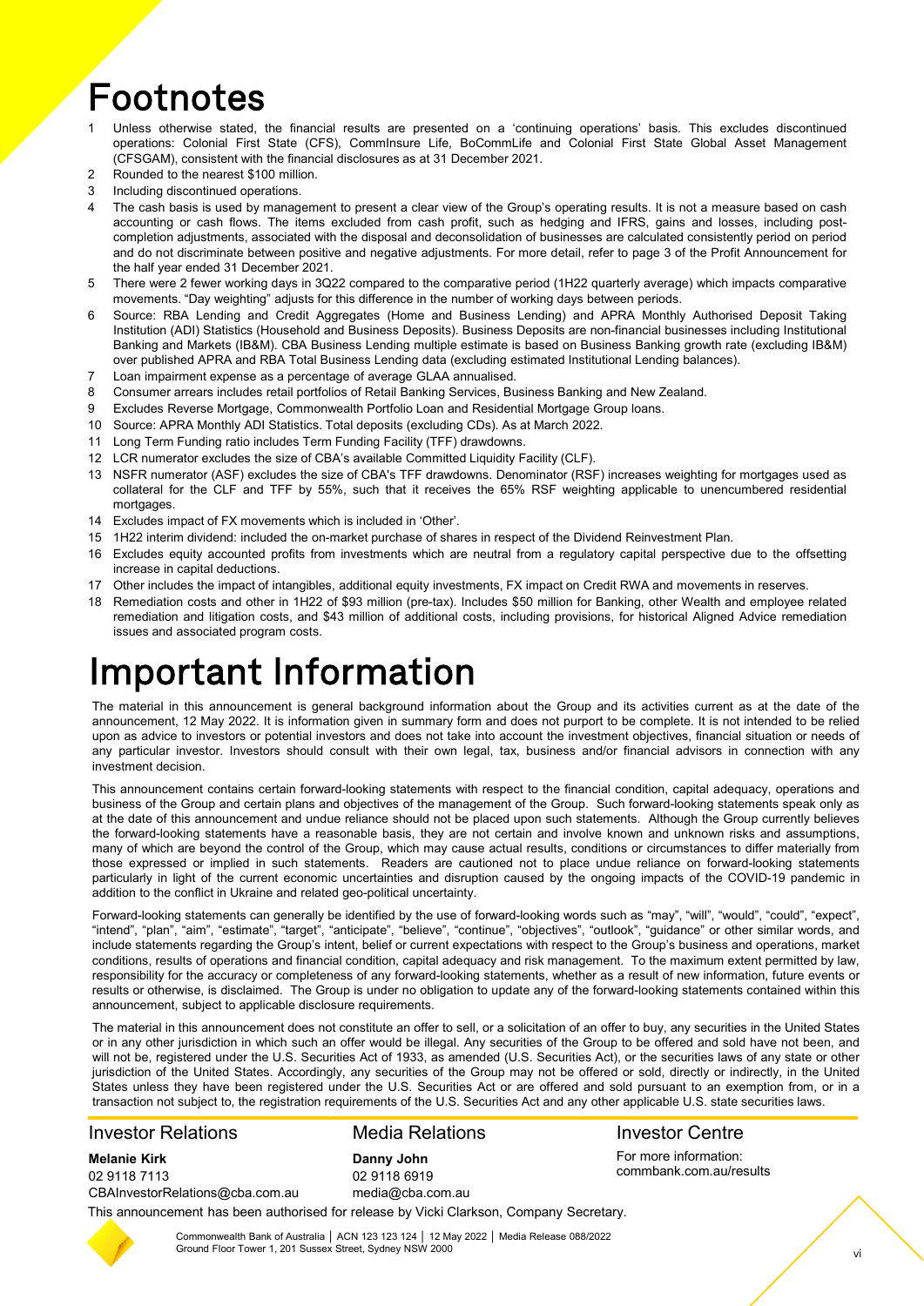# Footnotes

1. Unless otherwise stated, the financial results are presented on a 'continuing operations' basis. This excludes discontinued operations: Colonial First State (CFS), CommInsure Life, BoCommLife and Colonial First State Global Asset Management (CFSGAM), consistent with the financial disclosures as at 31 December 2021.
2. Rounded to the nearest $100 million.
3. Including discontinued operations.
4. The cash basis is used by management to present a clear view of the Group's operating results. It is not a measure based on cash accounting or cash flows. The items excluded from cash profit, such as hedging and IFRS, gains and losses, including post-completion adjustments, associated with the disposal and deconsolidation of businesses are calculated consistently period on period and do not discriminate between positive and negative adjustments. For more detail, refer to page 3 of the Profit Announcement for the half year ended 31 December 2021.
5. There were 2 fewer working days in 3Q22 compared to the comparative period (1H22 quarterly average) which impacts comparative movements. "Day weighting" adjusts for this difference in the number of working days between periods.
6. Source: RBA Lending and Credit Aggregates (Home and Business Lending) and APRA Monthly Authorised Deposit Taking Institution (ADI) Statistics (Household and Business Deposits). Business Deposits are non-financial businesses including Institutional Banking and Markets (IB&M). CBA Business Lending multiple estimate is based on Business Banking growth rate (excluding IB&M) over published APRA and RBA Total Business Lending data (excluding estimated Institutional Lending balances).
7. Loan impairment expense as a percentage of average GLAA annualised.
8. Consumer arrears includes retail portfolios of Retail Banking Services, Business Banking and New Zealand.
9. Excludes Reverse Mortgage, Commonwealth Portfolio Loan and Residential Mortgage Group loans.
10. Source: APRA Monthly ADI Statistics. Total deposits (excluding CDs). As at March 2022.
11. Long Term Funding ratio includes Term Funding Facility (TFF) drawdowns.
12. LCR numerator excludes the size of CBA's available Committed Liquidity Facility (CLF).
13. NSFR numerator (ASF) excludes the size of CBA's TFF drawdowns. Denominator (RSF) increases weighting for mortgages used as collateral for the CLF and TFF by 55%, such that it receives the 65% RSF weighting applicable to unencumbered residential mortgages.
14. Excludes impact of FX movements which is included in 'Other'.
15. 1H22 interim dividend: included the on-market purchase of shares in respect of the Dividend Reinvestment Plan.
16. Excludes equity accounted profits from investments which are neutral from a regulatory capital perspective due to the offsetting increase in capital deductions.
17. Other includes the impact of intangibles, additional equity investments, FX impact on Credit RWA and movements in reserves.
18. Remediation costs and other in 1H22 of $93 million (pre-tax). Includes $50 million for Banking, other Wealth and employee related remediation and litigation costs, and $43 million of additional costs, including provisions, for historical Aligned Advice remediation issues and associated program costs.

# Important Information

The material in this announcement is general background information about the Group and its activities current as at the date of the announcement, 12 May 2022. It is information given in summary form and does not purport to be complete. It is not intended to be relied upon as advice to investors or potential investors and does not take into account the investment objectives, financial situation or needs of any particular investor. Investors should consult with their own legal, tax, business and/or financial advisors in connection with any investment decision.

This announcement contains certain forward-looking statements with respect to the financial condition, capital adequacy, operations and business of the Group and certain plans and objectives of the management of the Group. Such forward-looking statements speak only as at the date of this announcement and undue reliance should not be placed upon such statements. Although the Group currently believes the forward-looking statements have a reasonable basis, they are not certain and involve known and unknown risks and assumptions, many of which are beyond the control of the Group, which may cause actual results, conditions or circumstances to differ materially from those expressed or implied in such statements. Readers are cautioned not to place undue reliance on forward-looking statements particularly in light of the current economic uncertainties and disruption caused by the ongoing impacts of the COVID-19 pandemic in addition to the conflict in Ukraine and related geo-political uncertainty.

Forward-looking statements can generally be identified by the use of forward-looking words such as "may", "will", "would", "could", "expect", "intend", "plan", "aim", "estimate", "target", "anticipate", "believe", "continue", "objectives", "outlook", "guidance" or other similar words, and include statements regarding the Group's intent, belief or current expectations with respect to the Group's business and operations, market conditions, results of operations and financial condition, capital adequacy and risk management. To the maximum extent permitted by law, responsibility for the accuracy or completeness of any forward-looking statements, whether as a result of new information, future events or results or otherwise, is disclaimed. The Group is under no obligation to update any of the forward-looking statements contained within this announcement, subject to applicable disclosure requirements.

The material in this announcement does not constitute an offer to sell, or a solicitation of an offer to buy, any securities in the United States or in any other jurisdiction in which such an offer would be illegal. Any securities of the Group to be offered and sold have not been, and will not be, registered under the U.S. Securities Act of 1933, as amended (U.S. Securities Act), or the securities laws of any state or other jurisdiction of the United States. Accordingly, any securities of the Group may not be offered or sold, directly or indirectly, in the United States unless they have been registered under the U.S. Securities Act or are offered and sold pursuant to an exemption from, or in a transaction not subject to, the registration requirements of the U.S. Securities Act and any other applicable U.S. state securities laws.

## Investor Relations

**Melanie Kirk**
02 9118 7113
CBAInvestorRelations@cba.com.au

## Media Relations

**Danny John**
02 9118 6919
media@cba.com.au

## Investor Centre

For more information:
commbank.com.au/results

This announcement has been authorised for release by Vicki Clarkson, Company Secretary.

Commonwealth Bank of Australia | ACN 123 123 124 | 12 May 2022 | Media Release 088/2022
Ground Floor Tower 1, 201 Sussex Street, Sydney NSW 2000